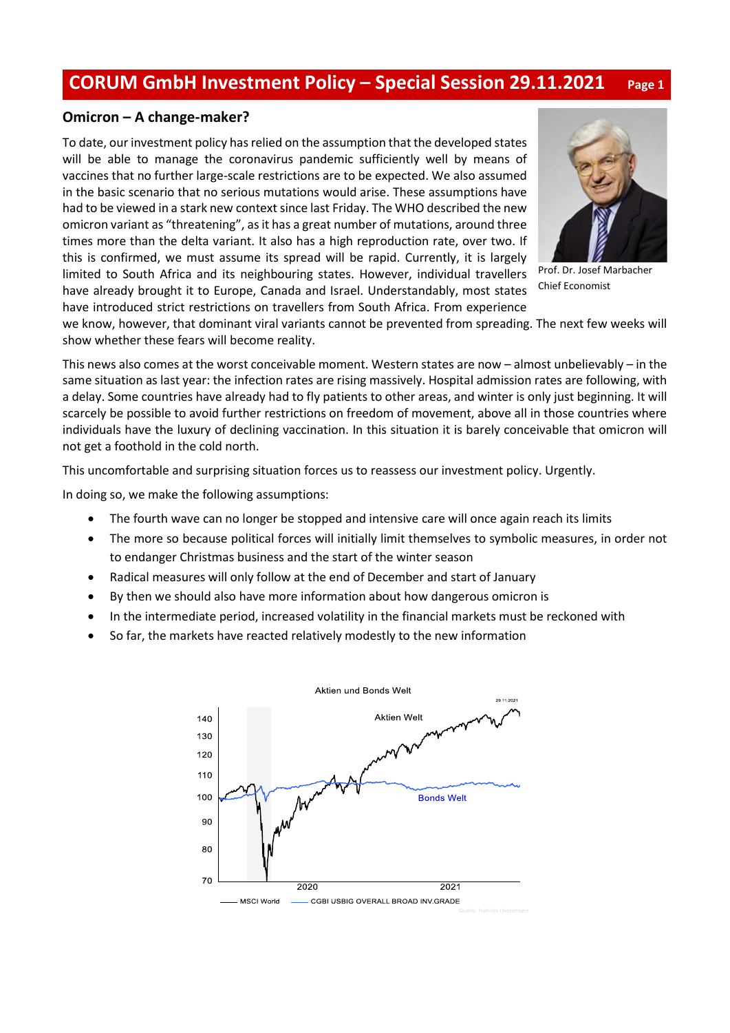# CORUM GmbH Investment Policy – Special Session 29.11.2021

## Omicron – A change-maker?

Prof. Dr. Josef Marbacher
Chief Economist

To date, our investment policy has relied on the assumption that the developed states will be able to manage the coronavirus pandemic sufficiently well by means of vaccines that no further large-scale restrictions are to be expected. We also assumed in the basic scenario that no serious mutations would arise. These assumptions have had to be viewed in a stark new context since last Friday. The WHO described the new omicron variant as "threatening", as it has a great number of mutations, around three times more than the delta variant. It also has a high reproduction rate, over two. If this is confirmed, we must assume its spread will be rapid. Currently, it is largely limited to South Africa and its neighbouring states. However, individual travellers have already brought it to Europe, Canada and Israel. Understandably, most states have introduced strict restrictions on travellers from South Africa. From experience we know, however, that dominant viral variants cannot be prevented from spreading. The next few weeks will show whether these fears will become reality.

This news also comes at the worst conceivable moment. Western states are now – almost unbelievably – in the same situation as last year: the infection rates are rising massively. Hospital admission rates are following, with a delay. Some countries have already had to fly patients to other areas, and winter is only just beginning. It will scarcely be possible to avoid further restrictions on freedom of movement, above all in those countries where individuals have the luxury of declining vaccination. In this situation it is barely conceivable that omicron will not get a foothold in the cold north.

This uncomfortable and surprising situation forces us to reassess our investment policy. Urgently.

In doing so, we make the following assumptions:

- The fourth wave can no longer be stopped and intensive care will once again reach its limits
- The more so because political forces will initially limit themselves to symbolic measures, in order not to endanger Christmas business and the start of the winter season
- Radical measures will only follow at the end of December and start of January
- By then we should also have more information about how dangerous omicron is
- In the intermediate period, increased volatility in the financial markets must be reckoned with
- So far, the markets have reacted relatively modestly to the new information

Aktien und Bonds Welt

— MSCI World — CGBI USBIG OVERALL BROAD INV.GRADE

Quelle: Refinitiv Datastream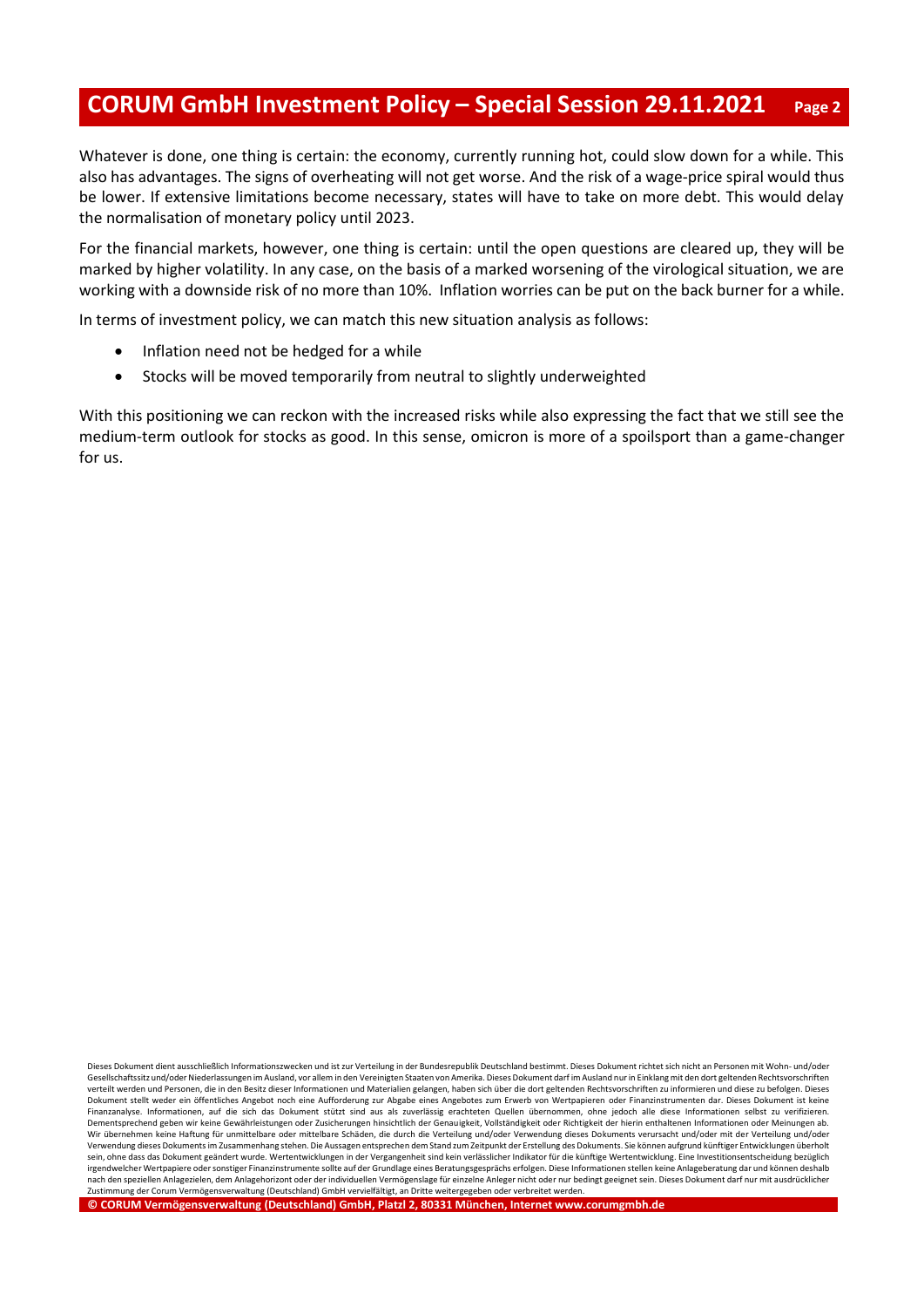Whatever is done, one thing is certain: the economy, currently running hot, could slow down for a while. This also has advantages. The signs of overheating will not get worse. And the risk of a wage-price spiral would thus be lower. If extensive limitations become necessary, states will have to take on more debt. This would delay the normalisation of monetary policy until 2023.

For the financial markets, however, one thing is certain: until the open questions are cleared up, they will be marked by higher volatility. In any case, on the basis of a marked worsening of the virological situation, we are working with a downside risk of no more than 10%. Inflation worries can be put on the back burner for a while.

In terms of investment policy, we can match this new situation analysis as follows:

- Inflation need not be hedged for a while
- Stocks will be moved temporarily from neutral to slightly underweighted

With this positioning we can reckon with the increased risks while also expressing the fact that we still see the medium-term outlook for stocks as good. In this sense, omicron is more of a spoilsport than a game-changer for us.

Dieses Dokument dient ausschließlich Informationszwecken und ist zur Verteilung in der Bundesrepublik Deutschland bestimmt. Dieses Dokument richtet sich nicht an Personen mit Wohn- und/oder Gesellschaftssitz und/oder Niederlassungen im Ausland, vor allem in den Vereinigten Staaten von Amerika. Dieses Dokument darf im Ausland nur in Einklang mit den dort geltenden Rechtsvorschriften verteilt werden und Personen, die in den Besitz dieser Informationen und Materialien gelangen, haben sich über die dort geltenden Rechtsvorschriften zu informieren und diese zu befolgen. Dieses Dokument stellt weder ein öffentliches Angebot noch eine Aufforderung zur Abgabe eines Angebotes zum Erwerb von Wertpapieren oder Finanzinstrumenten dar. Dieses Dokument ist keine Finanzanalyse. Informationen, auf die sich das Dokument stützt sind aus als zuverlässig erachteten Quellen übernommen, ohne jedoch alle diese Informationen selbst zu verifizieren. Dementsprechend geben wir keine Gewährleistungen oder Zusicherungen hinsichtlich der Genauigkeit, Vollständigkeit oder Richtigkeit der hierin enthaltenen Informationen oder Meinungen ab. Wir übernehmen keine Haftung für unmittelbare oder mittelbare Schäden, die durch die Verteilung und/oder Verwendung dieses Dokuments verursacht und/oder mit der Verteilung und/oder Verwendung dieses Dokuments im Zusammenhang stehen. Die Aussagen entsprechen dem Stand zum Zeitpunkt der Erstellung des Dokuments. Sie können aufgrund künftiger Entwicklungen überholt sein, ohne dass das Dokument geändert wurde. Wertentwicklungen in der Vergangenheit sind kein verlässlicher Indikator für die künftige Wertentwicklung. Eine Investitionsentscheidung bezüglich irgendwelcher Wertpapiere oder sonstiger Finanzinstrumente sollte auf der Grundlage eines Beratungsgesprächs erfolgen. Diese Informationen stellen keine Anlageberatung dar und können deshalb nach den speziellen Anlagezielen, dem Anlagehorizont oder der individuellen Vermögenslage für einzelne Anleger nicht oder nur bedingt geeignet sein. Dieses Dokument darf nur mit ausdrücklicher Zustimmung der Corum Vermögensverwaltung (Deutschland) GmbH vervielfältigt, an Dritte weitergegeben oder verbreitet werden.

**© CORUM Vermögensverwaltung (Deutschland) GmbH, Platzl 2, 80331 München, Internet www.corumgmbh.de**